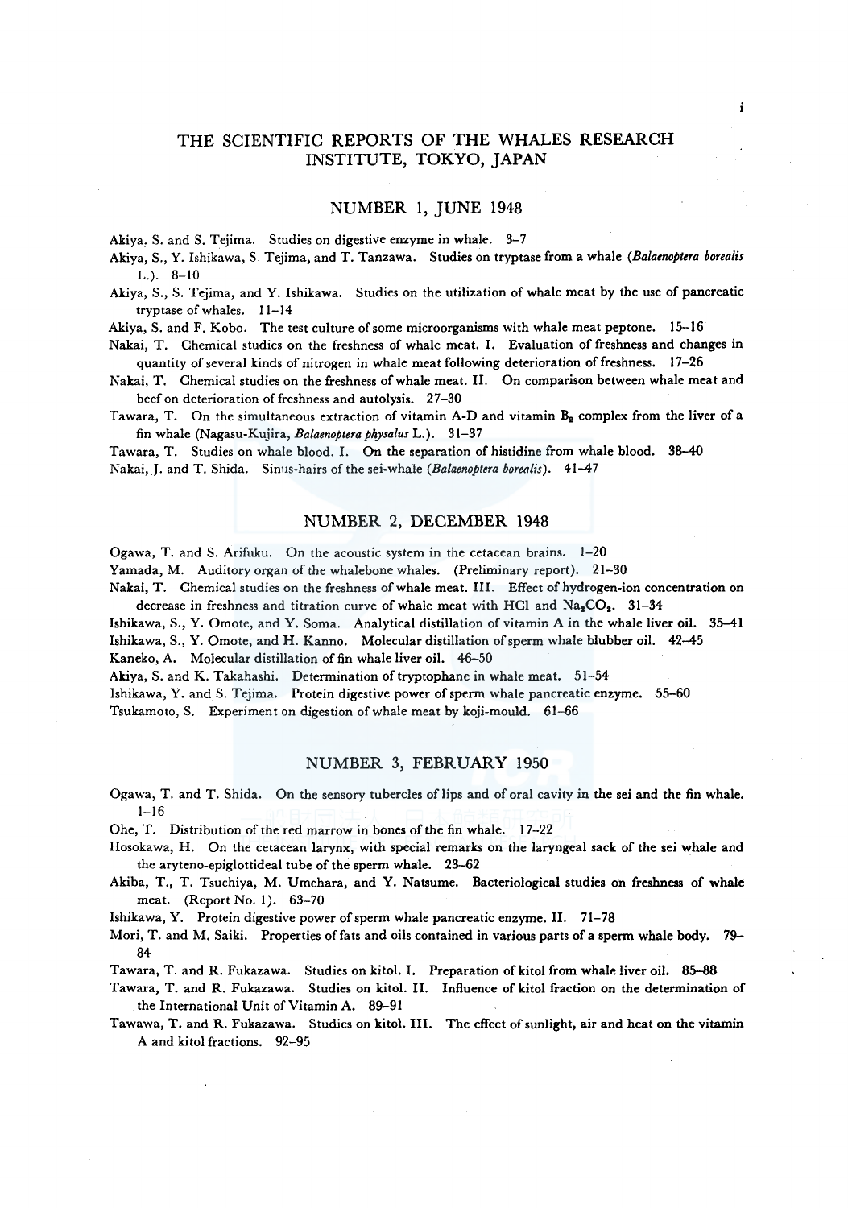# THE SCIENTIFIC REPORTS OF THE WHALES RESEARCH INSTITUTE, TOKYO, JAPAN

## NUMBER 1, JUNE 1948

Akiya, S. and S. Tejima. Studies on digestive enzyme in whale. 3–7

Akiya, S., Y. Ishikawa, S. Tejima, and T. Tanzawa. Studies on tryptase from a whale (*Balaenoptera borealis* L.). 8–10

Akiya, S., S. Tejima, and Y. Ishikawa. Studies on the utilization of whale meat by the use of pancreatic tryptase of whales. 11–14

Akiya, S. and F. Kobo. The test culture of some microorganisms with whale meat peptone. 15–16

Nakai, T. Chemical studies on the freshness of whale meat. I. Evaluation of freshness and changes in quantity of several kinds of nitrogen in whale meat following deterioration of freshness. 17–26

Nakai, T. Chemical studies on the freshness of whale meat. II. On comparison between whale meat and beef on deterioration of freshness and autolysis. 27–30

Tawara, T. On the simultaneous extraction of vitamin A-D and vitamin $B_2$ complex from the liver of a fin whale (Nagasu-Kujira, *Balaenoptera physalus* L.). 31–37

Tawara, T. Studies on whale blood. I. On the separation of histidine from whale blood. 38–40

Nakai, J. and T. Shida. Sinus-hairs of the sei-whale (*Balaenoptera borealis*). 41–47

## NUMBER 2, DECEMBER 1948

Ogawa, T. and S. Arifuku. On the acoustic system in the cetacean brains. 1–20

Yamada, M. Auditory organ of the whalebone whales. (Preliminary report). 21–30

Nakai, T. Chemical studies on the freshness of whale meat. III. Effect of hydrogen-ion concentration on decrease in freshness and titration curve of whale meat with HCl and $Na_2CO_3$. 31–34

Ishikawa, S., Y. Omote, and Y. Soma. Analytical distillation of vitamin A in the whale liver oil. 35–41

Ishikawa, S., Y. Omote, and H. Kanno. Molecular distillation of sperm whale blubber oil. 42–45

Kaneko, A. Molecular distillation of fin whale liver oil. 46–50

Akiya, S. and K. Takahashi. Determination of tryptophane in whale meat. 51–54

Ishikawa, Y. and S. Tejima. Protein digestive power of sperm whale pancreatic enzyme. 55–60

Tsukamoto, S. Experiment on digestion of whale meat by koji-mould. 61–66

## NUMBER 3, FEBRUARY 1950

Ogawa, T. and T. Shida. On the sensory tubercles of lips and of oral cavity in the sei and the fin whale. 1–16

Ohe, T. Distribution of the red marrow in bones of the fin whale. 17–22

Hosokawa, H. On the cetacean larynx, with special remarks on the laryngeal sack of the sei whale and the aryteno-epiglottideal tube of the sperm whale. 23–62

Akiba, T., T. Tsuchiya, M. Umehara, and Y. Natsume. Bacteriological studies on freshness of whale meat. (Report No. 1). 63–70

Ishikawa, Y. Protein digestive power of sperm whale pancreatic enzyme. II. 71–78

Mori, T. and M. Saiki. Properties of fats and oils contained in various parts of a sperm whale body. 79–84

Tawara, T. and R. Fukazawa. Studies on kitol. I. Preparation of kitol from whale liver oil. 85–88

Tawara, T. and R. Fukazawa. Studies on kitol. II. Influence of kitol fraction on the determination of the International Unit of Vitamin A. 89–91

Tawawa, T. and R. Fukazawa. Studies on kitol. III. The effect of sunlight, air and heat on the vitamin A and kitol fractions. 92–95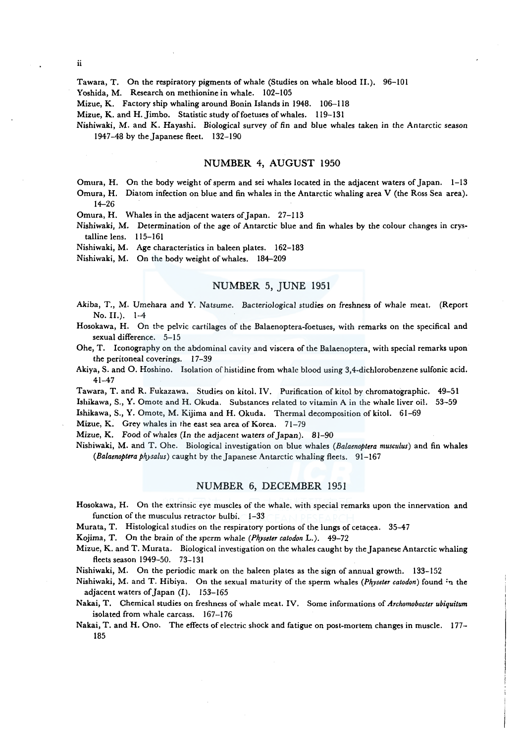Tawara, T. On the respiratory pigments of whale (Studies on whale blood II.). 96–101

Yoshida, M. Research on methionine in whale. 102–105

Mizue, K. Factory ship whaling around Bonin Islands in 1948. 106–118

Mizue, K. and H. Jimbo. Statistic study of foetuses of whales. 119–131

Nishiwaki, M. and K. Hayashi. Biological survey of fin and blue whales taken in the Antarctic season 1947–48 by the Japanese fleet. 132–190

## NUMBER 4, AUGUST 1950

Omura, H. On the body weight of sperm and sei whales located in the adjacent waters of Japan. 1–13

Omura, H. Diatom infection on blue and fin whales in the Antarctic whaling area V (the Ross Sea area). 14–26

Omura, H. Whales in the adjacent waters of Japan. 27–113

Nishiwaki, M. Determination of the age of Antarctic blue and fin whales by the colour changes in crystalline lens. 115–161

Nishiwaki, M. Age characteristics in baleen plates. 162–183

Nishiwaki, M. On the body weight of whales. 184–209

## NUMBER 5, JUNE 1951

Akiba, T., M. Umehara and Y. Natsume. Bacteriological studies on freshness of whale meat. (Report No. II.). 1–4

Hosokawa, H. On the pelvic cartilages of the Balaenoptera-foetuses, with remarks on the specifical and sexual difference. 5–15

Ohe, T. Iconography on the abdominal cavity and viscera of the Balaenoptera, with special remarks upon the peritoneal coverings. 17–39

Akiya, S. and O. Hoshino. Isolation of histidine from whale blood using 3,4-dichlorobenzene sulfonic acid. 41–47

Tawara, T. and R. Fukazawa. Studies on kitol. IV. Purification of kitol by chromatographic. 49–51

Ishikawa, S., Y. Omote and H. Okuda. Substances related to vitamin A in the whale liver oil. 53–59

Ishikawa, S., Y. Omote, M. Kijima and H. Okuda. Thermal decomposition of kitol. 61–69

Mizue, K. Grey whales in the east sea area of Korea. 71–79

Mizue, K. Food of whales (In the adjacent waters of Japan). 81–90

Nishiwaki, M. and T. Ohe. Biological investigation on blue whales (*Balaenoptera musculus*) and fin whales (*Balaenoptera physalus*) caught by the Japanese Antarctic whaling fleets. 91–167

## NUMBER 6, DECEMBER 1951

Hosokawa, H. On the extrinsic eye muscles of the whale, with special remarks upon the innervation and function of the musculus retractor bulbi. 1–33

Murata, T. Histological studies on the respiratory portions of the lungs of cetacea. 35–47

Kojima, T. On the brain of the sperm whale (*Physeter catodon* L.). 49–72

Mizue, K. and T. Murata. Biological investigation on the whales caught by the Japanese Antarctic whaling fleets season 1949–50. 73–131

Nishiwaki, M. On the periodic mark on the baleen plates as the sign of annual growth. 133–152

Nishiwaki, M. and T. Hibiya. On the sexual maturity of the sperm whales (*Physeter catodon*) found in the adjacent waters of Japan (I). 153–165

Nakai, T. Chemical studies on freshness of whale meat. IV. Some informations of *Archomobacter ubiquitum* isolated from whale carcass. 167–176

Nakai, T. and H. Ono. The effects of electric shock and fatigue on post-mortem changes in muscle. 177–185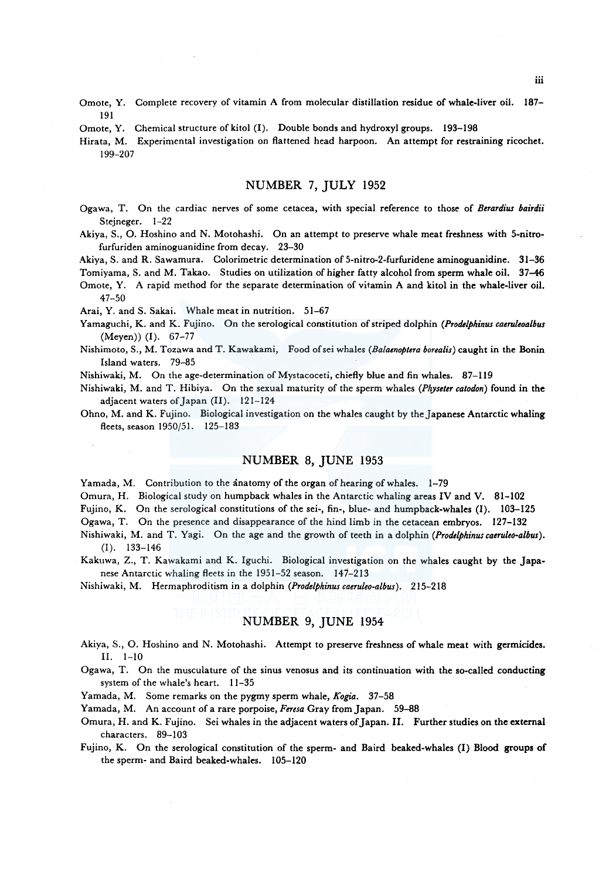Omote, Y. Complete recovery of vitamin A from molecular distillation residue of whale-liver oil. 187–191

Omote, Y. Chemical structure of kitol (I). Double bonds and hydroxyl groups. 193–198

Hirata, M. Experimental investigation on flattened head harpoon. An attempt for restraining ricochet. 199–207

## NUMBER 7, JULY 1952

Ogawa, T. On the cardiac nerves of some cetacea, with special reference to those of *Berardius bairdii* Stejneger. 1–22

Akiya, S., O. Hoshino and N. Motohashi. On an attempt to preserve whale meat freshness with 5-nitro-furfuriden aminoguanidine from decay. 23–30

Akiya, S. and R. Sawamura. Colorimetric determination of 5-nitro-2-furfuridene aminoguanidine. 31–36

Tomiyama, S. and M. Takao. Studies on utilization of higher fatty alcohol from sperm whale oil. 37–46

Omote, Y. A rapid method for the separate determination of vitamin A and kitol in the whale-liver oil. 47–50

Arai, Y. and S. Sakai. Whale meat in nutrition. 51–67

Yamaguchi, K. and K. Fujino. On the serological constitution of striped dolphin (*Prodelphinus caeruleoalbus* (Meyen)) (I). 67–77

Nishimoto, S., M. Tozawa and T. Kawakami, Food of sei whales (*Balaenoptera borealis*) caught in the Bonin Island waters. 79–85

Nishiwaki, M. On the age-determination of Mystacoceti, chiefly blue and fin whales. 87–119

Nishiwaki, M. and T. Hibiya. On the sexual maturity of the sperm whales (*Physeter catodon*) found in the adjacent waters of Japan (II). 121–124

Ohno, M. and K. Fujino. Biological investigation on the whales caught by the Japanese Antarctic whaling fleets, season 1950/51. 125–183

## NUMBER 8, JUNE 1953

Yamada, M. Contribution to the ânatomy of the organ of hearing of whales. 1–79

Omura, H. Biological study on humpback whales in the Antarctic whaling areas IV and V. 81–102

Fujino, K. On the serological constitutions of the sei-, fin-, blue- and humpback-whales (I). 103–125

Ogawa, T. On the presence and disappearance of the hind limb in the cetacean embryos. 127–132

Nishiwaki, M. and T. Yagi. On the age and the growth of teeth in a dolphin (*Prodelphinus caeruleo-albus*). (I). 133–146

Kakuwa, Z., T. Kawakami and K. Iguchi. Biological investigation on the whales caught by the Japanese Antarctic whaling fleets in the 1951–52 season. 147–213

Nishiwaki, M. Hermaphroditism in a dolphin (*Prodelphinus caeruleo-albus*). 215–218

## NUMBER 9, JUNE 1954

Akiya, S., O. Hoshino and N. Motohashi. Attempt to preserve freshness of whale meat with germicides. II. 1–10

Ogawa, T. On the musculature of the sinus venosus and its continuation with the so-called conducting system of the whale's heart. 11–35

Yamada, M. Some remarks on the pygmy sperm whale, *Kogia*. 37–58

Yamada, M. An account of a rare porpoise, *Feresa* Gray from Japan. 59–88

Omura, H. and K. Fujino. Sei whales in the adjacent waters of Japan. II. Further studies on the external characters. 89–103

Fujino, K. On the serological constitution of the sperm- and Baird beaked-whales (I) Blood groups of the sperm- and Baird beaked-whales. 105–120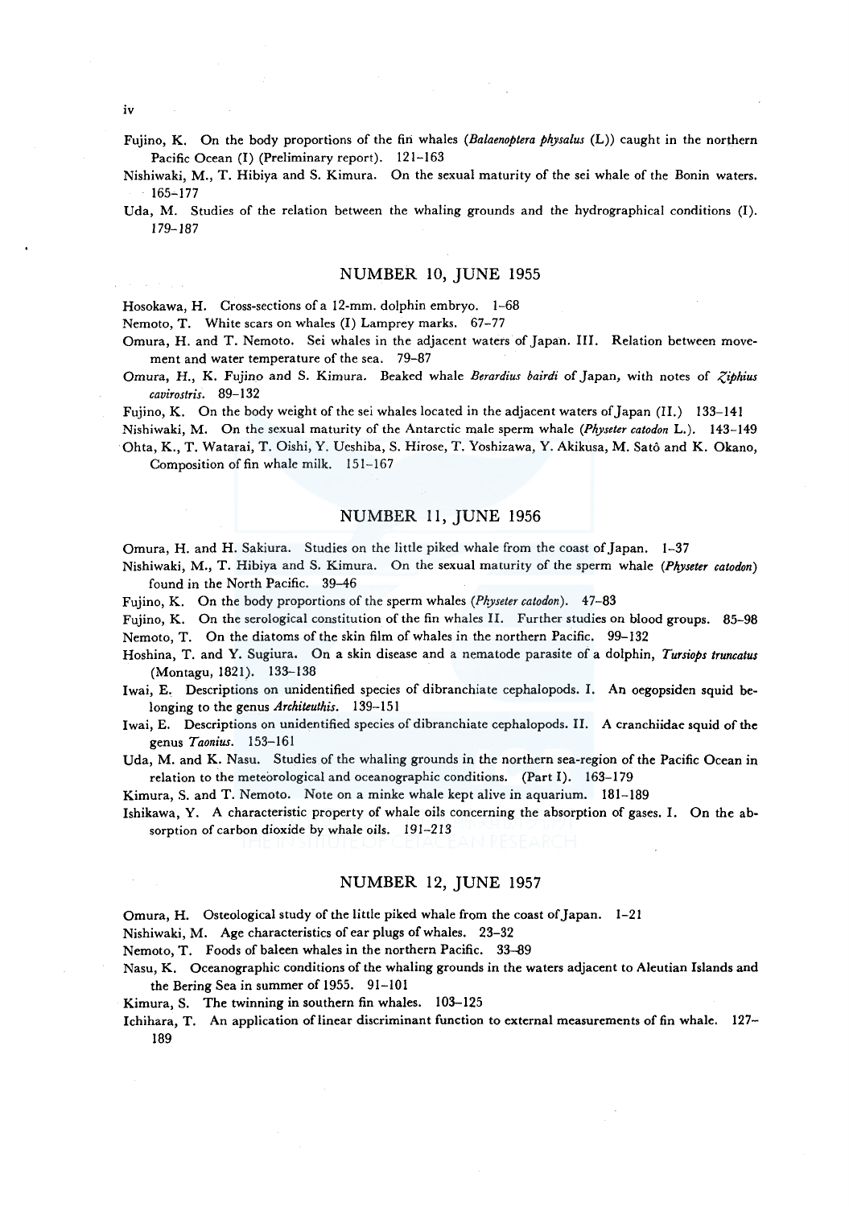Fujino, K. On the body proportions of the fin whales (*Balaenoptera physalus* (L)) caught in the northern Pacific Ocean (I) (Preliminary report). 121–163

Nishiwaki, M., T. Hibiya and S. Kimura. On the sexual maturity of the sei whale of the Bonin waters. 165–177

Uda, M. Studies of the relation between the whaling grounds and the hydrographical conditions (I). 179–187

## NUMBER 10, JUNE 1955

Hosokawa, H. Cross-sections of a 12-mm. dolphin embryo. 1–68

Nemoto, T. White scars on whales (I) Lamprey marks. 67–77

Omura, H. and T. Nemoto. Sei whales in the adjacent waters of Japan. III. Relation between movement and water temperature of the sea. 79–87

Omura, H., K. Fujino and S. Kimura. Beaked whale *Berardius bairdi* of Japan, with notes of *Ziphius cavirostris*. 89–132

Fujino, K. On the body weight of the sei whales located in the adjacent waters of Japan (II.) 133–141

Nishiwaki, M. On the sexual maturity of the Antarctic male sperm whale (*Physeter catodon* L.). 143–149

Ohta, K., T. Watarai, T. Oishi, Y. Ueshiba, S. Hirose, T. Yoshizawa, Y. Akikusa, M. Satô and K. Okano, Composition of fin whale milk. 151–167

## NUMBER 11, JUNE 1956

Omura, H. and H. Sakiura. Studies on the little piked whale from the coast of Japan. 1–37

Nishiwaki, M., T. Hibiya and S. Kimura. On the sexual maturity of the sperm whale (*Physeter catodon*) found in the North Pacific. 39–46

Fujino, K. On the body proportions of the sperm whales (*Physeter catodon*). 47–83

Fujino, K. On the serological constitution of the fin whales II. Further studies on blood groups. 85–98

Nemoto, T. On the diatoms of the skin film of whales in the northern Pacific. 99–132

Hoshina, T. and Y. Sugiura. On a skin disease and a nematode parasite of a dolphin, *Tursiops truncatus* (Montagu, 1821). 133–138

Iwai, E. Descriptions on unidentified species of dibranchiate cephalopods. I. An oegopsiden squid belonging to the genus *Architeuthis*. 139–151

Iwai, E. Descriptions on unidentified species of dibranchiate cephalopods. II. A cranchiidae squid of the genus *Taonius*. 153–161

Uda, M. and K. Nasu. Studies of the whaling grounds in the northern sea-region of the Pacific Ocean in relation to the meteorological and oceanographic conditions. (Part I). 163–179

Kimura, S. and T. Nemoto. Note on a minke whale kept alive in aquarium. 181–189

Ishikawa, Y. A characteristic property of whale oils concerning the absorption of gases. I. On the absorption of carbon dioxide by whale oils. 191–213

## NUMBER 12, JUNE 1957

Omura, H. Osteological study of the little piked whale from the coast of Japan. 1–21

Nishiwaki, M. Age characteristics of ear plugs of whales. 23–32

Nemoto, T. Foods of baleen whales in the northern Pacific. 33–89

Nasu, K. Oceanographic conditions of the whaling grounds in the waters adjacent to Aleutian Islands and the Bering Sea in summer of 1955. 91–101

Kimura, S. The twinning in southern fin whales. 103–125

Ichihara, T. An application of linear discriminant function to external measurements of fin whale. 127–189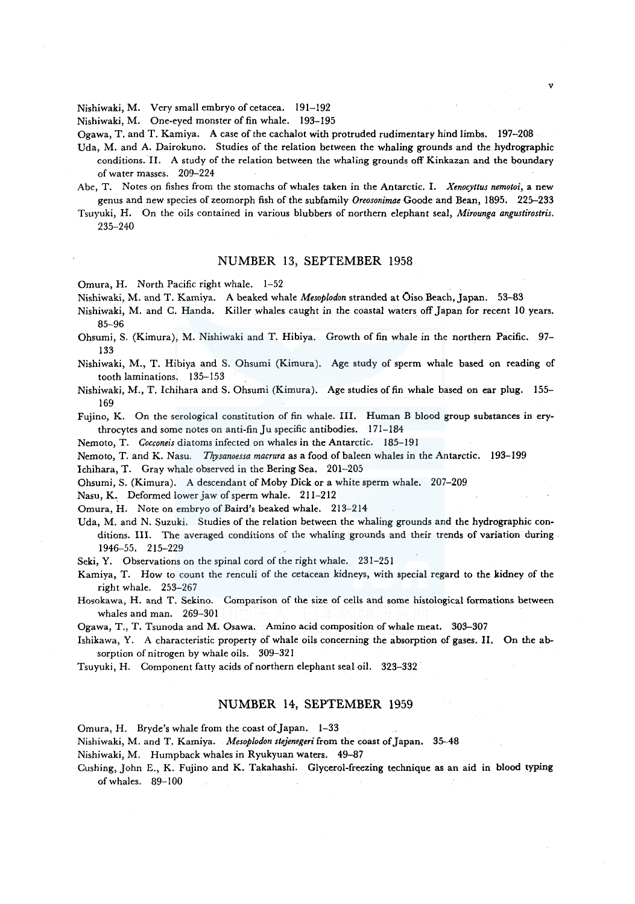Nishiwaki, M. Very small embryo of cetacea. 191–192

Nishiwaki, M. One-eyed monster of fin whale. 193–195

Ogawa, T. and T. Kamiya. A case of the cachalot with protruded rudimentary hind limbs. 197–208

Uda, M. and A. Dairokuno. Studies of the relation between the whaling grounds and the hydrographic conditions. II. A study of the relation between the whaling grounds off Kinkazan and the boundary of water masses. 209–224

Abe, T. Notes on fishes from the stomachs of whales taken in the Antarctic. I. *Xenocyttus nemotoi*, a new genus and new species of zeomorph fish of the subfamily *Oreosonimae* Goode and Bean, 1895. 225–233

Tsuyuki, H. On the oils contained in various blubbers of northern elephant seal, *Mirounga angustirostris*. 235–240

## NUMBER 13, SEPTEMBER 1958

Omura, H. North Pacific right whale. 1–52

Nishiwaki, M. and T. Kamiya. A beaked whale *Mesoplodon* stranded at Ōiso Beach, Japan. 53–83

Nishiwaki, M. and C. Handa. Killer whales caught in the coastal waters off Japan for recent 10 years. 85–96

Ohsumi, S. (Kimura), M. Nishiwaki and T. Hibiya. Growth of fin whale in the northern Pacific. 97–133

Nishiwaki, M., T. Hibiya and S. Ohsumi (Kimura). Age study of sperm whale based on reading of tooth laminations. 135–153

Nishiwaki, M., T. Ichihara and S. Ohsumi (Kimura). Age studies of fin whale based on ear plug. 155–169

Fujino, K. On the serological constitution of fin whale. III. Human B blood group substances in erythrocytes and some notes on anti-fin Ju specific antibodies. 171–184

Nemoto, T. *Cocconeis* diatoms infected on whales in the Antarctic. 185–191

Nemoto, T. and K. Nasu. *Thysanoessa macrura* as a food of baleen whales in the Antarctic. 193–199

Ichihara, T. Gray whale observed in the Bering Sea. 201–205

Ohsumi, S. (Kimura). A descendant of Moby Dick or a white sperm whale. 207–209

Nasu, K. Deformed lower jaw of sperm whale. 211–212

Omura, H. Note on embryo of Baird's beaked whale. 213–214

Uda, M. and N. Suzuki. Studies of the relation between the whaling grounds and the hydrographic conditions. III. The averaged conditions of the whaling grounds and their trends of variation during 1946–55. 215–229

Seki, Y. Observations on the spinal cord of the right whale. 231–251

Kamiya, T. How to count the renculi of the cetacean kidneys, with special regard to the kidney of the right whale. 253–267

Hosokawa, H. and T. Sekino. Comparison of the size of cells and some histological formations between whales and man. 269–301

Ogawa, T., T. Tsunoda and M. Osawa. Amino acid composition of whale meat. 303–307

Ishikawa, Y. A characteristic property of whale oils concerning the absorption of gases. II. On the absorption of nitrogen by whale oils. 309–321

Tsuyuki, H. Component fatty acids of northern elephant seal oil. 323–332

## NUMBER 14, SEPTEMBER 1959

Omura, H. Bryde's whale from the coast of Japan. 1–33

Nishiwaki, M. and T. Kamiya. *Mesoplodon stejenegeri* from the coast of Japan. 35–48

Nishiwaki, M. Humpback whales in Ryukyuan waters. 49–87

Cushing, John E., K. Fujino and K. Takahashi. Glycerol-freezing technique as an aid in blood typing of whales. 89–100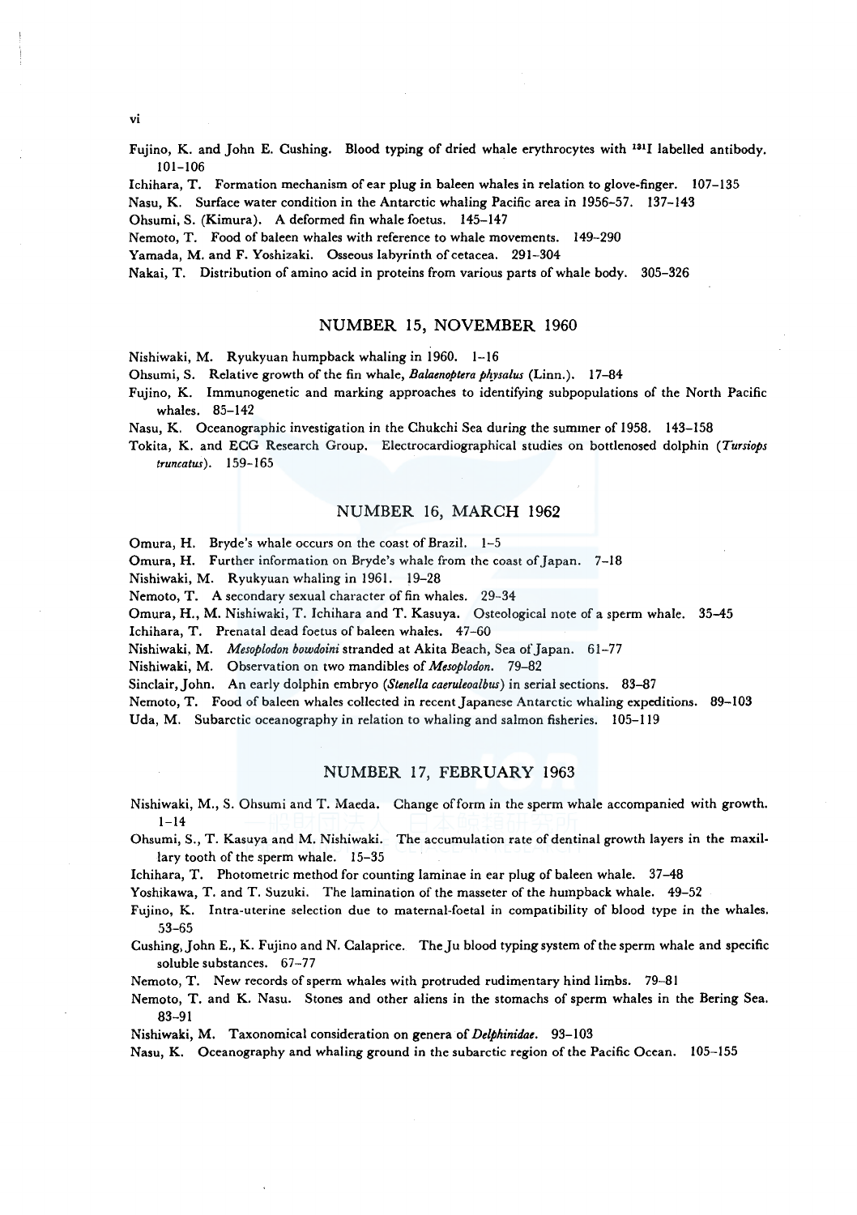Fujino, K. and John E. Cushing. Blood typing of dried whale erythrocytes with $^{131}I$ labelled antibody. 101–106

Ichihara, T. Formation mechanism of ear plug in baleen whales in relation to glove-finger. 107–135

Nasu, K. Surface water condition in the Antarctic whaling Pacific area in 1956–57. 137–143

Ohsumi, S. (Kimura). A deformed fin whale foetus. 145–147

Nemoto, T. Food of baleen whales with reference to whale movements. 149–290

Yamada, M. and F. Yoshizaki. Osseous labyrinth of cetacea. 291–304

Nakai, T. Distribution of amino acid in proteins from various parts of whale body. 305–326

## NUMBER 15, NOVEMBER 1960

Nishiwaki, M. Ryukyuan humpback whaling in 1960. 1–16

Ohsumi, S. Relative growth of the fin whale, *Balaenoptera physalus* (Linn.). 17–84

Fujino, K. Immunogenetic and marking approaches to identifying subpopulations of the North Pacific whales. 85–142

Nasu, K. Oceanographic investigation in the Chukchi Sea during the summer of 1958. 143–158

Tokita, K. and ECG Research Group. Electrocardiographical studies on bottlenosed dolphin (*Tursiops truncatus*). 159–165

## NUMBER 16, MARCH 1962

Omura, H. Bryde's whale occurs on the coast of Brazil. 1–5

Omura, H. Further information on Bryde's whale from the coast of Japan. 7–18

Nishiwaki, M. Ryukyuan whaling in 1961. 19–28

Nemoto, T. A secondary sexual character of fin whales. 29–34

Omura, H., M. Nishiwaki, T. Ichihara and T. Kasuya. Osteological note of a sperm whale. 35–45

Ichihara, T. Prenatal dead foetus of baleen whales. 47–60

Nishiwaki, M. *Mesoplodon bowdoini* stranded at Akita Beach, Sea of Japan. 61–77

Nishiwaki, M. Observation on two mandibles of *Mesoplodon*. 79–82

Sinclair, John. An early dolphin embryo (*Stenella caeruleoalbus*) in serial sections. 83–87

Nemoto, T. Food of baleen whales collected in recent Japanese Antarctic whaling expeditions. 89–103

Uda, M. Subarctic oceanography in relation to whaling and salmon fisheries. 105–119

## NUMBER 17, FEBRUARY 1963

Nishiwaki, M., S. Ohsumi and T. Maeda. Change of form in the sperm whale accompanied with growth. 1–14

Ohsumi, S., T. Kasuya and M. Nishiwaki. The accumulation rate of dentinal growth layers in the maxillary tooth of the sperm whale. 15–35

Ichihara, T. Photometric method for counting laminae in ear plug of baleen whale. 37–48

Yoshikawa, T. and T. Suzuki. The lamination of the masseter of the humpback whale. 49–52

Fujino, K. Intra-uterine selection due to maternal-foetal in compatibility of blood type in the whales. 53–65

Cushing, John E., K. Fujino and N. Calaprice. The Ju blood typing system of the sperm whale and specific soluble substances. 67–77

Nemoto, T. New records of sperm whales with protruded rudimentary hind limbs. 79–81

Nemoto, T. and K. Nasu. Stones and other aliens in the stomachs of sperm whales in the Bering Sea. 83–91

Nishiwaki, M. Taxonomical consideration on genera of *Delphinidae*. 93–103

Nasu, K. Oceanography and whaling ground in the subarctic region of the Pacific Ocean. 105–155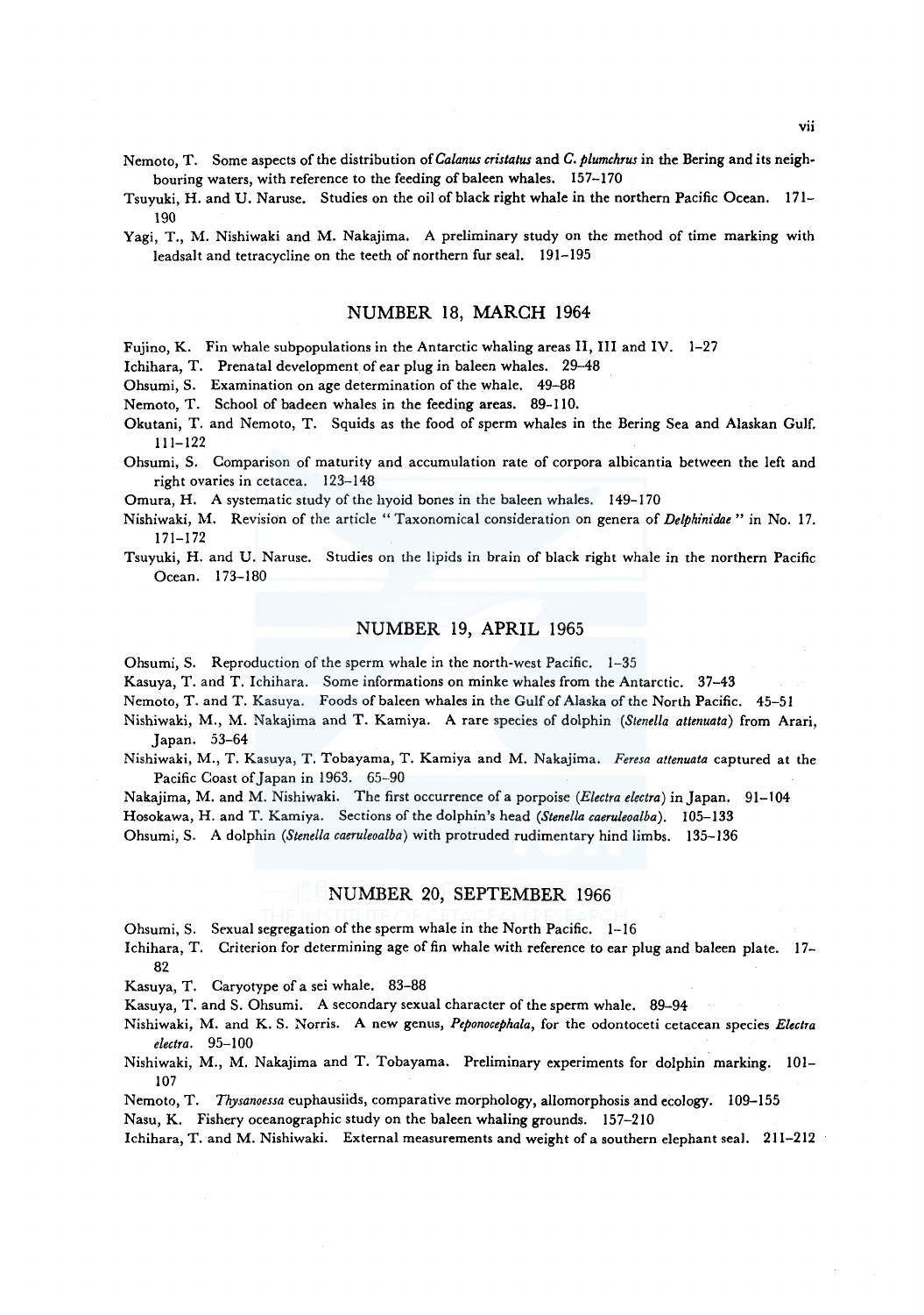Nemoto, T. Some aspects of the distribution of *Calanus cristatus* and *C. plumchrus* in the Bering and its neighbouring waters, with reference to the feeding of baleen whales. 157–170

Tsuyuki, H. and U. Naruse. Studies on the oil of black right whale in the northern Pacific Ocean. 171–190

Yagi, T., M. Nishiwaki and M. Nakajima. A preliminary study on the method of time marking with leadsalt and tetracycline on the teeth of northern fur seal. 191–195

## NUMBER 18, MARCH 1964

Fujino, K. Fin whale subpopulations in the Antarctic whaling areas II, III and IV. 1–27

Ichihara, T. Prenatal development of ear plug in baleen whales. 29–48

Ohsumi, S. Examination on age determination of the whale. 49–88

Nemoto, T. School of badeen whales in the feeding areas. 89–110.

Okutani, T. and Nemoto, T. Squids as the food of sperm whales in the Bering Sea and Alaskan Gulf. 111–122

Ohsumi, S. Comparison of maturity and accumulation rate of corpora albicantia between the left and right ovaries in cetacea. 123–148

Omura, H. A systematic study of the hyoid bones in the baleen whales. 149–170

Nishiwaki, M. Revision of the article "Taxonomical consideration on genera of *Delphinidae*" in No. 17. 171–172

Tsuyuki, H. and U. Naruse. Studies on the lipids in brain of black right whale in the northern Pacific Ocean. 173–180

## NUMBER 19, APRIL 1965

Ohsumi, S. Reproduction of the sperm whale in the north-west Pacific. 1–35

Kasuya, T. and T. Ichihara. Some informations on minke whales from the Antarctic. 37–43

Nemoto, T. and T. Kasuya. Foods of baleen whales in the Gulf of Alaska of the North Pacific. 45–51

Nishiwaki, M., M. Nakajima and T. Kamiya. A rare species of dolphin (*Stenella attenuata*) from Arari, Japan. 53–64

Nishiwaki, M., T. Kasuya, T. Tobayama, T. Kamiya and M. Nakajima. *Feresa attenuata* captured at the Pacific Coast of Japan in 1963. 65–90

Nakajima, M. and M. Nishiwaki. The first occurrence of a porpoise (*Electra electra*) in Japan. 91–104

Hosokawa, H. and T. Kamiya. Sections of the dolphin's head (*Stenella caeruleoalba*). 105–133

Ohsumi, S. A dolphin (*Stenella caeruleoalba*) with protruded rudimentary hind limbs. 135–136

## NUMBER 20, SEPTEMBER 1966

Ohsumi, S. Sexual segregation of the sperm whale in the North Pacific. 1–16

Ichihara, T. Criterion for determining age of fin whale with reference to ear plug and baleen plate. 17–82

Kasuya, T. Caryotype of a sei whale. 83–88

Kasuya, T. and S. Ohsumi. A secondary sexual character of the sperm whale. 89–94

Nishiwaki, M. and K. S. Norris. A new genus, *Peponocephala*, for the odontoceti cetacean species *Electra electra*. 95–100

Nishiwaki, M., M. Nakajima and T. Tobayama. Preliminary experiments for dolphin marking. 101–107

Nemoto, T. *Thysanoessa* euphausiids, comparative morphology, allomorphosis and ecology. 109–155

Nasu, K. Fishery oceanographic study on the baleen whaling grounds. 157–210

Ichihara, T. and M. Nishiwaki. External measurements and weight of a southern elephant seal. 211–212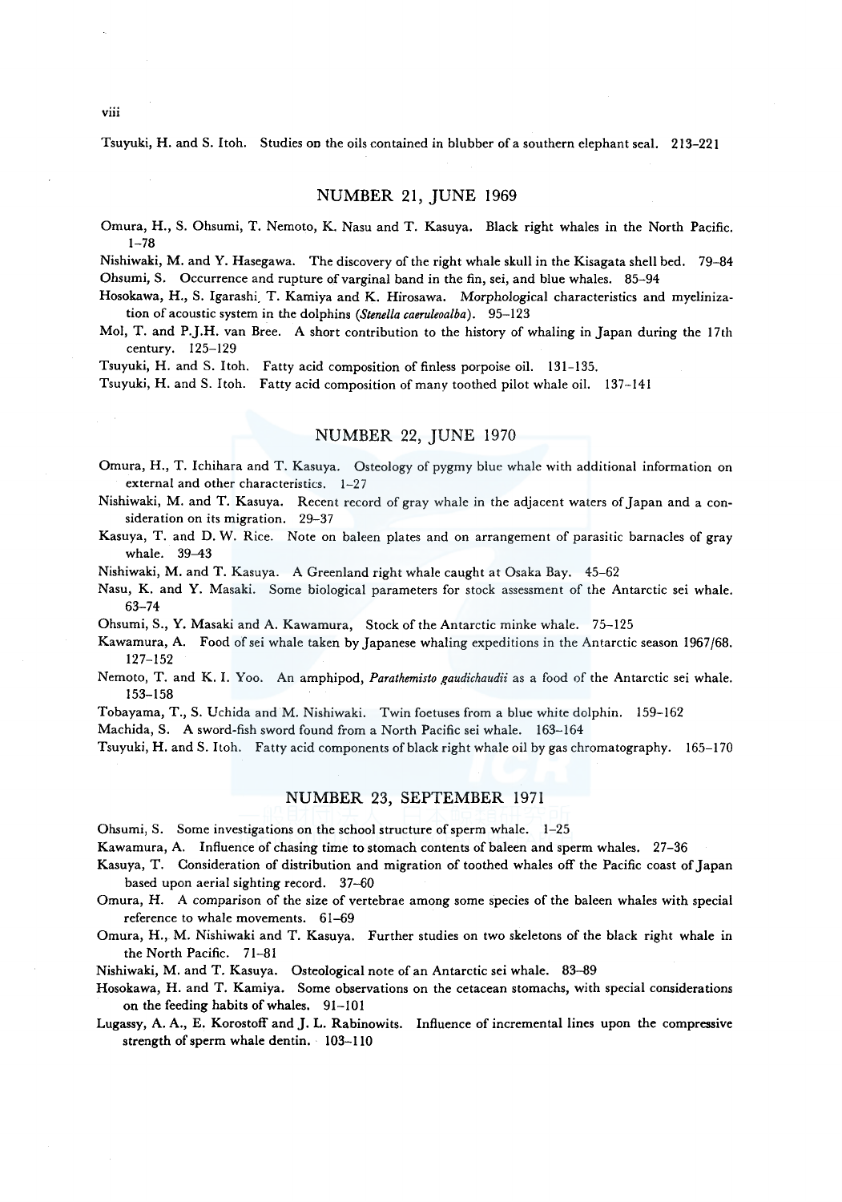Tsuyuki, H. and S. Itoh. Studies on the oils contained in blubber of a southern elephant seal. 213–221

## NUMBER 21, JUNE 1969

Omura, H., S. Ohsumi, T. Nemoto, K. Nasu and T. Kasuya. Black right whales in the North Pacific. 1–78

Nishiwaki, M. and Y. Hasegawa. The discovery of the right whale skull in the Kisagata shell bed. 79–84

Ohsumi, S. Occurrence and rupture of varginal band in the fin, sei, and blue whales. 85–94

Hosokawa, H., S. Igarashi, T. Kamiya and K. Hirosawa. Morphological characteristics and myelinization of acoustic system in the dolphins (*Stenella caeruleoalba*). 95–123

Mol, T. and P.J.H. van Bree. A short contribution to the history of whaling in Japan during the 17th century. 125–129

Tsuyuki, H. and S. Itoh. Fatty acid composition of finless porpoise oil. 131–135.

Tsuyuki, H. and S. Itoh. Fatty acid composition of many toothed pilot whale oil. 137–141

## NUMBER 22, JUNE 1970

Omura, H., T. Ichihara and T. Kasuya. Osteology of pygmy blue whale with additional information on external and other characteristics. 1–27

Nishiwaki, M. and T. Kasuya. Recent record of gray whale in the adjacent waters of Japan and a consideration on its migration. 29–37

Kasuya, T. and D. W. Rice. Note on baleen plates and on arrangement of parasitic barnacles of gray whale. 39–43

Nishiwaki, M. and T. Kasuya. A Greenland right whale caught at Osaka Bay. 45–62

Nasu, K. and Y. Masaki. Some biological parameters for stock assessment of the Antarctic sei whale. 63–74

Ohsumi, S., Y. Masaki and A. Kawamura, Stock of the Antarctic minke whale. 75–125

Kawamura, A. Food of sei whale taken by Japanese whaling expeditions in the Antarctic season 1967/68. 127–152

Nemoto, T. and K. I. Yoo. An amphipod, *Parathemisto gaudichaudii* as a food of the Antarctic sei whale. 153–158

Tobayama, T., S. Uchida and M. Nishiwaki. Twin foetuses from a blue white dolphin. 159–162

Machida, S. A sword-fish sword found from a North Pacific sei whale. 163–164

Tsuyuki, H. and S. Itoh. Fatty acid components of black right whale oil by gas chromatography. 165–170

## NUMBER 23, SEPTEMBER 1971

Ohsumi, S. Some investigations on the school structure of sperm whale. 1–25

Kawamura, A. Influence of chasing time to stomach contents of baleen and sperm whales. 27–36

Kasuya, T. Consideration of distribution and migration of toothed whales off the Pacific coast of Japan based upon aerial sighting record. 37–60

Omura, H. A comparison of the size of vertebrae among some species of the baleen whales with special reference to whale movements. 61–69

Omura, H., M. Nishiwaki and T. Kasuya. Further studies on two skeletons of the black right whale in the North Pacific. 71–81

Nishiwaki, M. and T. Kasuya. Osteological note of an Antarctic sei whale. 83–89

Hosokawa, H. and T. Kamiya. Some observations on the cetacean stomachs, with special considerations on the feeding habits of whales. 91–101

Lugassy, A. A., E. Korostoff and J. L. Rabinowits. Influence of incremental lines upon the compressive strength of sperm whale dentin. 103–110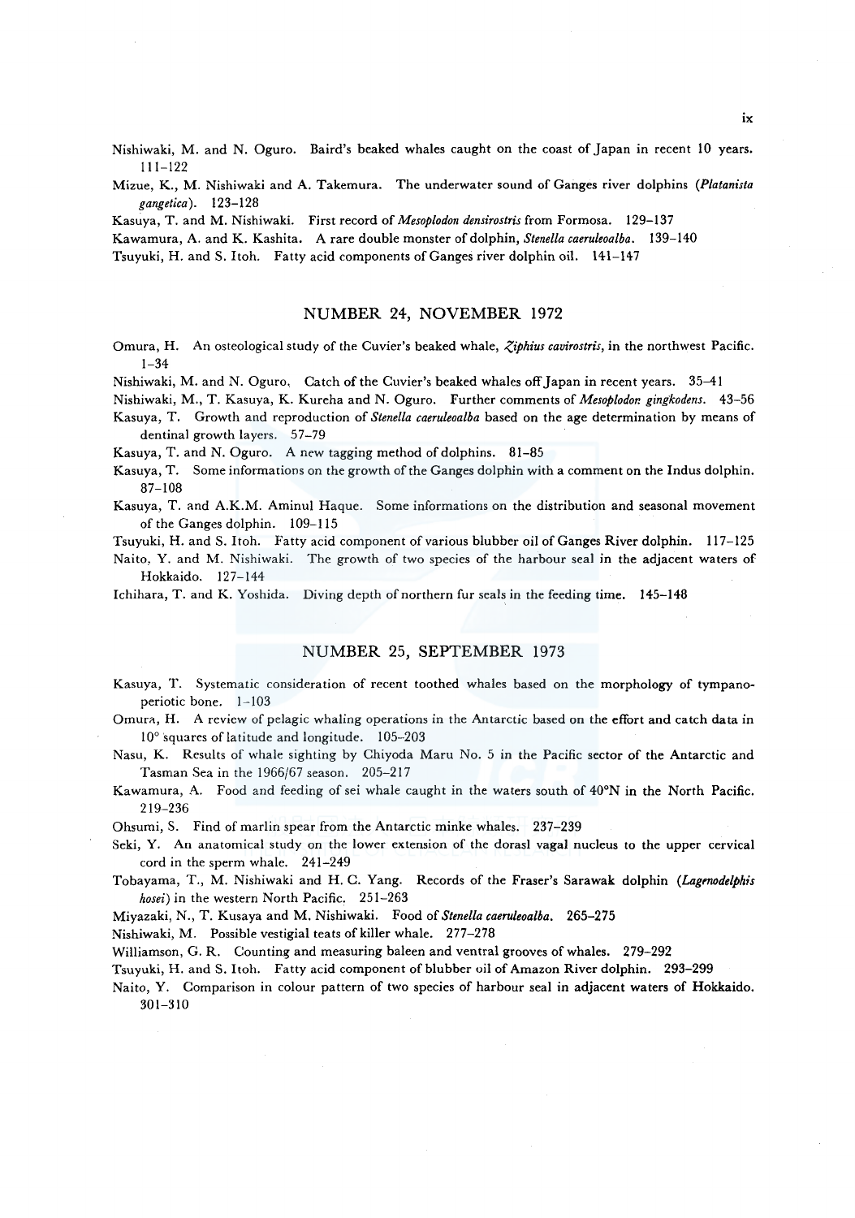Nishiwaki, M. and N. Oguro. Baird's beaked whales caught on the coast of Japan in recent 10 years. 111–122

Mizue, K., M. Nishiwaki and A. Takemura. The underwater sound of Ganges river dolphins (*Platanista gangetica*). 123–128

Kasuya, T. and M. Nishiwaki. First record of *Mesoplodon densirostris* from Formosa. 129–137

Kawamura, A. and K. Kashita. A rare double monster of dolphin, *Stenella caeruleoalba*. 139–140

Tsuyuki, H. and S. Itoh. Fatty acid components of Ganges river dolphin oil. 141–147

## NUMBER 24, NOVEMBER 1972

Omura, H. An osteological study of the Cuvier's beaked whale, *Ziphius cavirostris*, in the northwest Pacific. 1–34

Nishiwaki, M. and N. Oguro. Catch of the Cuvier's beaked whales off Japan in recent years. 35–41

Nishiwaki, M., T. Kasuya, K. Kureha and N. Oguro. Further comments of *Mesoplodon gingkodens*. 43–56

Kasuya, T. Growth and reproduction of *Stenella caeruleoalba* based on the age determination by means of dentinal growth layers. 57–79

Kasuya, T. and N. Oguro. A new tagging method of dolphins. 81–85

Kasuya, T. Some informations on the growth of the Ganges dolphin with a comment on the Indus dolphin. 87–108

Kasuya, T. and A.K.M. Aminul Haque. Some informations on the distribution and seasonal movement of the Ganges dolphin. 109–115

Tsuyuki, H. and S. Itoh. Fatty acid component of various blubber oil of Ganges River dolphin. 117–125

Naito, Y. and M. Nishiwaki. The growth of two species of the harbour seal in the adjacent waters of Hokkaido. 127–144

Ichihara, T. and K. Yoshida. Diving depth of northern fur seals in the feeding time. 145–148

## NUMBER 25, SEPTEMBER 1973

Kasuya, T. Systematic consideration of recent toothed whales based on the morphology of tympano-periotic bone. 1–103

Omura, H. A review of pelagic whaling operations in the Antarctic based on the effort and catch data in 10° squares of latitude and longitude. 105–203

Nasu, K. Results of whale sighting by Chiyoda Maru No. 5 in the Pacific sector of the Antarctic and Tasman Sea in the 1966/67 season. 205–217

Kawamura, A. Food and feeding of sei whale caught in the waters south of 40°N in the North Pacific. 219–236

Ohsumi, S. Find of marlin spear from the Antarctic minke whales. 237–239

Seki, Y. An anatomical study on the lower extension of the dorasl vagal nucleus to the upper cervical cord in the sperm whale. 241–249

Tobayama, T., M. Nishiwaki and H. C. Yang. Records of the Fraser's Sarawak dolphin (*Lagenodelphis hosei*) in the western North Pacific. 251–263

Miyazaki, N., T. Kusaya and M. Nishiwaki. Food of *Stenella caeruleoalba*. 265–275

Nishiwaki, M. Possible vestigial teats of killer whale. 277–278

Williamson, G. R. Counting and measuring baleen and ventral grooves of whales. 279–292

Tsuyuki, H. and S. Itoh. Fatty acid component of blubber oil of Amazon River dolphin. 293–299

Naito, Y. Comparison in colour pattern of two species of harbour seal in adjacent waters of Hokkaido. 301–310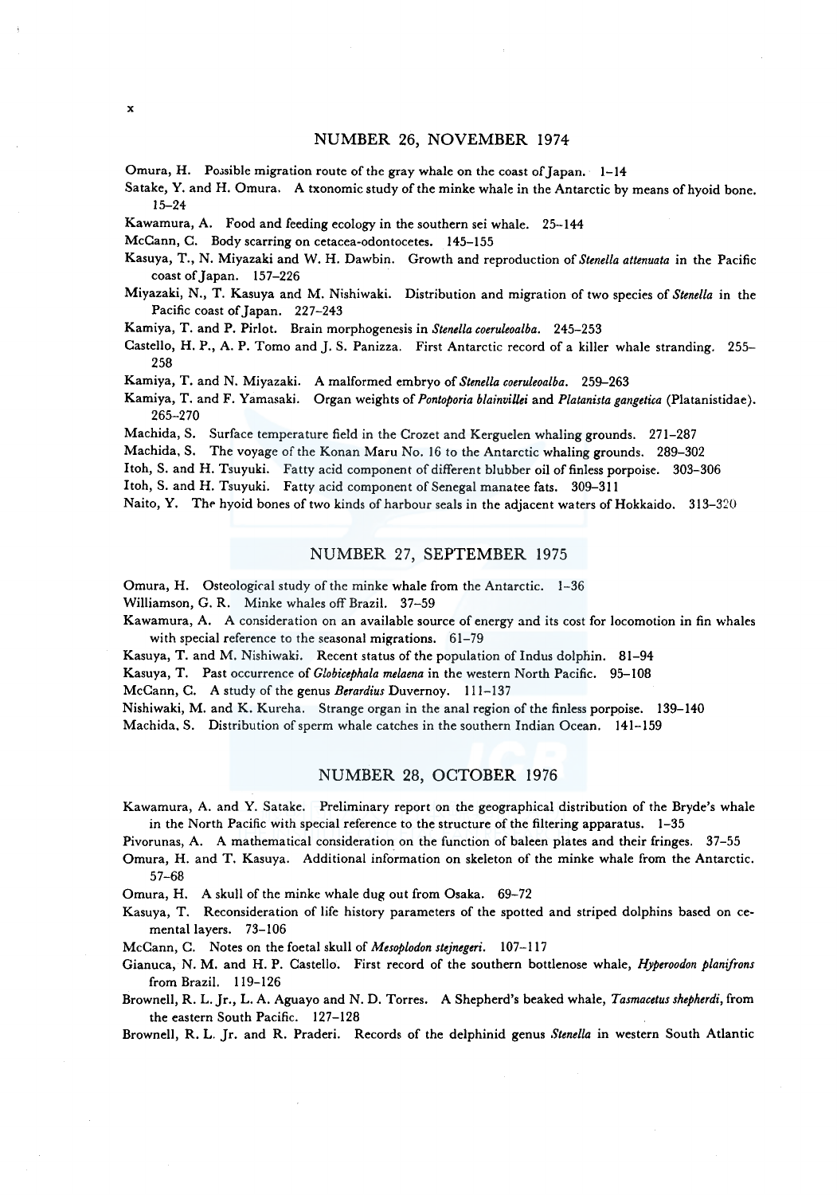## NUMBER 26, NOVEMBER 1974

Omura, H. Possible migration route of the gray whale on the coast of Japan. 1–14

Satake, Y. and H. Omura. A txonomic study of the minke whale in the Antarctic by means of hyoid bone. 15–24

Kawamura, A. Food and feeding ecology in the southern sei whale. 25–144

McCann, C. Body scarring on cetacea-odontocetes. 145–155

Kasuya, T., N. Miyazaki and W. H. Dawbin. Growth and reproduction of *Stenella attenuata* in the Pacific coast of Japan. 157–226

Miyazaki, N., T. Kasuya and M. Nishiwaki. Distribution and migration of two species of *Stenella* in the Pacific coast of Japan. 227–243

Kamiya, T. and P. Pirlot. Brain morphogenesis in *Stenella coeruleoalba*. 245–253

Castello, H. P., A. P. Tomo and J. S. Panizza. First Antarctic record of a killer whale stranding. 255–258

Kamiya, T. and N. Miyazaki. A malformed embryo of *Stenella coeruleoalba*. 259–263

Kamiya, T. and F. Yamasaki. Organ weights of *Pontoporia blainvillei* and *Platanista gangetica* (Platanistidae). 265–270

Machida, S. Surface temperature field in the Crozet and Kerguelen whaling grounds. 271–287

Machida, S. The voyage of the Konan Maru No. 16 to the Antarctic whaling grounds. 289–302

Itoh, S. and H. Tsuyuki. Fatty acid component of different blubber oil of finless porpoise. 303–306

Itoh, S. and H. Tsuyuki. Fatty acid component of Senegal manatee fats. 309–311

Naito, Y. The hyoid bones of two kinds of harbour seals in the adjacent waters of Hokkaido. 313–320

## NUMBER 27, SEPTEMBER 1975

Omura, H. Osteological study of the minke whale from the Antarctic. 1–36

Williamson, G. R. Minke whales off Brazil. 37–59

Kawamura, A. A consideration on an available source of energy and its cost for locomotion in fin whales with special reference to the seasonal migrations. 61–79

Kasuya, T. and M. Nishiwaki. Recent status of the population of Indus dolphin. 81–94

Kasuya, T. Past occurrence of *Globicephala melaena* in the western North Pacific. 95–108

McCann, C. A study of the genus *Berardius* Duvernoy. 111–137

Nishiwaki, M. and K. Kureha. Strange organ in the anal region of the finless porpoise. 139–140

Machida, S. Distribution of sperm whale catches in the southern Indian Ocean. 141–159

## NUMBER 28, OCTOBER 1976

Kawamura, A. and Y. Satake. Preliminary report on the geographical distribution of the Bryde's whale in the North Pacific with special reference to the structure of the filtering apparatus. 1–35

Pivorunas, A. A mathematical consideration on the function of baleen plates and their fringes. 37–55

Omura, H. and T. Kasuya. Additional information on skeleton of the minke whale from the Antarctic. 57–68

Omura, H. A skull of the minke whale dug out from Osaka. 69–72

Kasuya, T. Reconsideration of life history parameters of the spotted and striped dolphins based on cemental layers. 73–106

McCann, C. Notes on the foetal skull of *Mesoplodon stejnegeri*. 107–117

Gianuca, N. M. and H. P. Castello. First record of the southern bottlenose whale, *Hyperoodon planifrons* from Brazil. 119–126

Brownell, R. L. Jr., L. A. Aguayo and N. D. Torres. A Shepherd's beaked whale, *Tasmacetus shepherdi*, from the eastern South Pacific. 127–128

Brownell, R. L. Jr. and R. Praderi. Records of the delphinid genus *Stenella* in western South Atlantic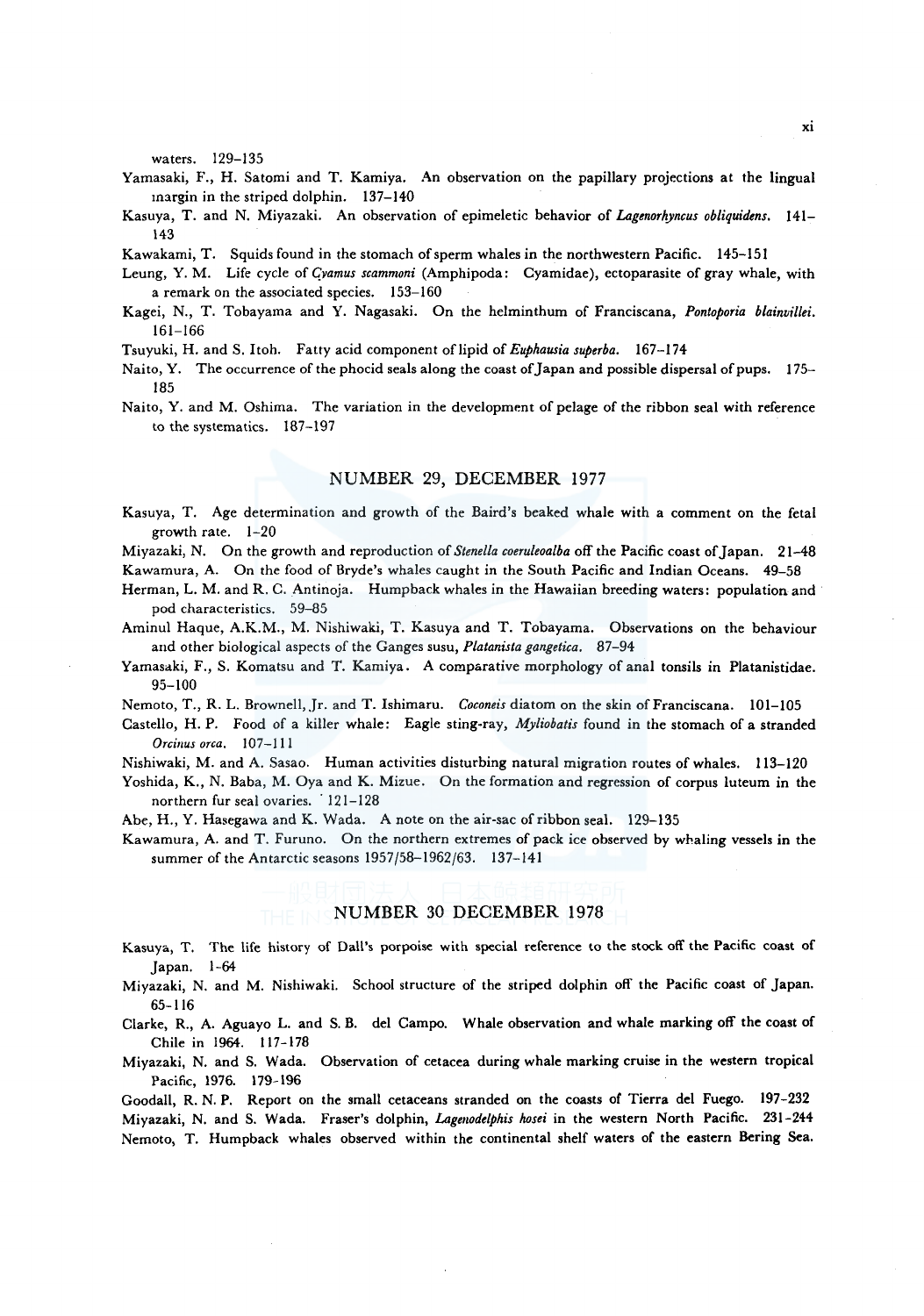waters. 129–135

Yamasaki, F., H. Satomi and T. Kamiya. An observation on the papillary projections at the lingual margin in the striped dolphin. 137–140

Kasuya, T. and N. Miyazaki. An observation of epimeletic behavior of *Lagenorhyncus obliquidens*. 141–143

Kawakami, T. Squids found in the stomach of sperm whales in the northwestern Pacific. 145–151

Leung, Y. M. Life cycle of *Cyamus scammoni* (Amphipoda: Cyamidae), ectoparasite of gray whale, with a remark on the associated species. 153–160

Kagei, N., T. Tobayama and Y. Nagasaki. On the helminthum of Franciscana, *Pontoporia blainvillei*. 161–166

Tsuyuki, H. and S. Itoh. Fatty acid component of lipid of *Euphausia superba*. 167–174

Naito, Y. The occurrence of the phocid seals along the coast of Japan and possible dispersal of pups. 175–185

Naito, Y. and M. Oshima. The variation in the development of pelage of the ribbon seal with reference to the systematics. 187–197

## NUMBER 29, DECEMBER 1977

Kasuya, T. Age determination and growth of the Baird's beaked whale with a comment on the fetal growth rate. 1–20

Miyazaki, N. On the growth and reproduction of *Stenella coeruleoalba* off the Pacific coast of Japan. 21–48

Kawamura, A. On the food of Bryde's whales caught in the South Pacific and Indian Oceans. 49–58

Herman, L. M. and R. C. Antinoja. Humpback whales in the Hawaiian breeding waters: population and pod characteristics. 59–85

Aminul Haque, A.K.M., M. Nishiwaki, T. Kasuya and T. Tobayama. Observations on the behaviour and other biological aspects of the Ganges susu, *Platanista gangetica*. 87–94

Yamasaki, F., S. Komatsu and T. Kamiya. A comparative morphology of anal tonsils in Platanistidae. 95–100

Nemoto, T., R. L. Brownell, Jr. and T. Ishimaru. *Coconeis* diatom on the skin of Franciscana. 101–105

Castello, H. P. Food of a killer whale: Eagle sting-ray, *Myliobatis* found in the stomach of a stranded *Orcinus orca*. 107–111

Nishiwaki, M. and A. Sasao. Human activities disturbing natural migration routes of whales. 113–120

Yoshida, K., N. Baba, M. Oya and K. Mizue. On the formation and regression of corpus luteum in the northern fur seal ovaries. 121–128

Abe, H., Y. Hasegawa and K. Wada. A note on the air-sac of ribbon seal. 129–135

Kawamura, A. and T. Furuno. On the northern extremes of pack ice observed by whaling vessels in the summer of the Antarctic seasons 1957/58–1962/63. 137–141

## NUMBER 30 DECEMBER 1978

Kasuya, T. The life history of Dall's porpoise with special reference to the stock off the Pacific coast of Japan. 1–64

Miyazaki, N. and M. Nishiwaki. School structure of the striped dolphin off the Pacific coast of Japan. 65–116

Clarke, R., A. Aguayo L. and S. B. del Campo. Whale observation and whale marking off the coast of Chile in 1964. 117–178

Miyazaki, N. and S. Wada. Observation of cetacea during whale marking cruise in the western tropical Pacific, 1976. 179–196

Goodall, R. N. P. Report on the small cetaceans stranded on the coasts of Tierra del Fuego. 197–232

Miyazaki, N. and S. Wada. Fraser's dolphin, *Lagenodelphis hosei* in the western North Pacific. 231–244

Nemoto, T. Humpback whales observed within the continental shelf waters of the eastern Bering Sea.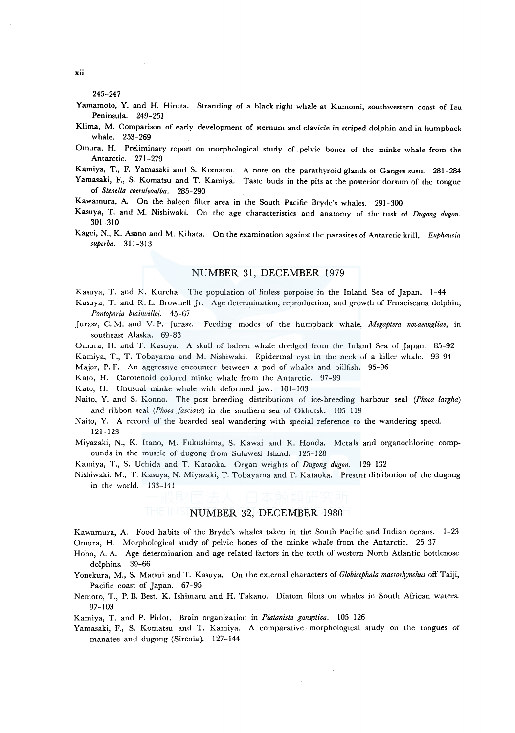245–247

Yamamoto, Y. and H. Hiruta. Stranding of a black right whale at Kumomi, southwestern coast of Izu Peninsula. 249–251

Klima, M. Comparison of early development of sternum and clavicle in striped dolphin and in humpback whale. 253–269

Omura, H. Preliminary report on morphological study of pelvic bones of the minke whale from the Antarctic. 271–279

Kamiya, T., F. Yamasaki and S. Komatsu. A note on the parathyroid glands ot Ganges susu. 281–284

Yamasaki, F., S. Komatsu and T. Kamiya. Taste buds in the pits at the posterior dorsum of the tongue of *Stenella coeruleoalba*. 285–290

Kawamura, A. On the baleen filter area in the South Pacific Bryde's whales. 291–300

Kasuya, T. and M. Nishiwaki. On the age characteristics and anatomy of the tusk ot *Dugong dugon*. 301–310

Kagei, N., K. Asano and M. Kihata. On the examination against the parasites of Antarctic krill, *Euphausia superba*. 311–313

## NUMBER 31, DECEMBER 1979

Kasuya, T. and K. Kureha. The population of finless porpoise in the Inland Sea of Japan. 1–44

Kasuya, T. and R. L. Brownell Jr. Age determination, reproduction, and growth of Frnaciscana dolphin, *Pontoporia blainvillei*. 45–67

Jurasz, C. M. and V. P. Jurasz. Feeding modes of the humpback whale, *Megaptera novaeangliae*, in southeast Alaska. 69–83

Omura, H. and T. Kasuya. A skull of baleen whale dredged from the Inland Sea of Japan. 85–92

Kamiya, T., T. Tobayama and M. Nishiwaki. Epidermal cyst in the neck of a killer whale. 93–94

Major, P. F. An aggressive encounter between a pod of whales and billfish. 95–96

Kato, H. Carotenoid colored minke whale from the Antarctic. 97–99

Kato, H. Unusual minke whale with deformed jaw. 101–103

Naito, Y. and S. Konno. The post breeding distributions of ice-breeding harbour seal (*Phoca largha*) and ribbon seal (*Phoca fasciata*) in the southern sea of Okhotsk. 105–119

Naito, Y. A record of the bearded seal wandering with special reference to the wandering speed. 121–123

Miyazaki, N., K. Itano, M. Fukushima, S. Kawai and K. Honda. Metals and organochlorine compounds in the muscle of dugong from Sulawesi Island. 125–128

Kamiya, T., S. Uchida and T. Kataoka. Organ weights of *Dugong dugon*. 129–132

Nishiwaki, M., T. Kasuya, N. Miyazaki, T. Tobayama and T. Kataoka. Present ditribution of the dugong in the world. 133–141

## NUMBER 32, DECEMBER 1980

Kawamura, A. Food habits of the Bryde's whales taken in the South Pacific and Indian oceans. 1–23

Omura, H. Morphological study of pelvic bones of the minke whale from the Antarctic. 25–37

Hohn, A. A. Age determination and age related factors in the teeth of western North Atlantic bottlenose dolphins. 39–66

Yonekura, M., S. Matsui and T. Kasuya. On the external characters of *Globicephala macrorhynchus* off Taiji, Pacific coast of Japan. 67–95

Nemoto, T., P. B. Best, K. Ishimaru and H. Takano. Diatom films on whales in South African waters. 97–103

Kamiya, T. and P. Pirlot. Brain organization in *Platanista gangetica*. 105–126

Yamasaki, F., S. Komatsu and T. Kamiya. A comparative morphological study on the tongues of manatee and dugong (Sirenia). 127–144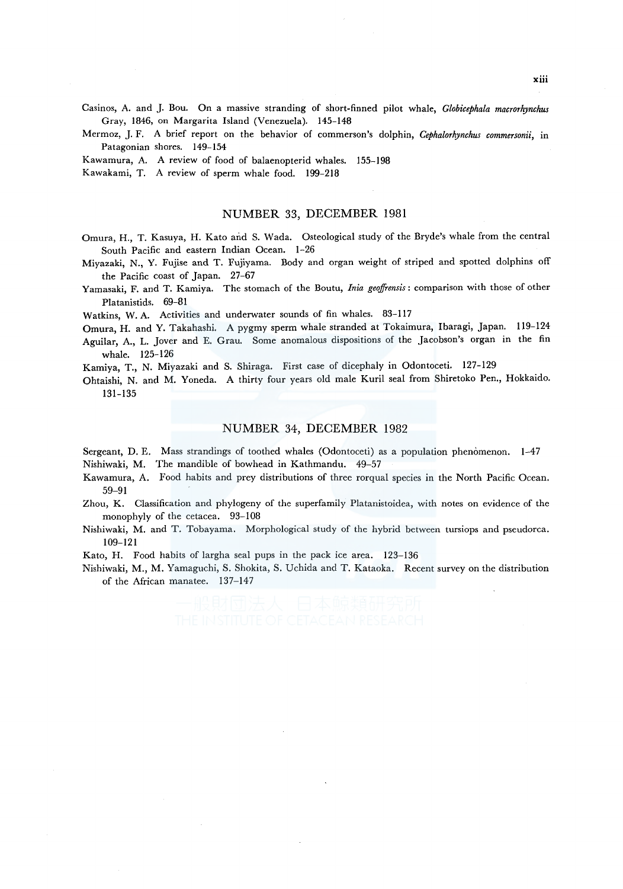Casinos, A. and J. Bou. On a massive stranding of short-finned pilot whale, *Globicephala macrorhynchus* Gray, 1846, on Margarita Island (Venezuela). 145–148

Mermoz, J. F. A brief report on the behavior of commerson's dolphin, *Cephalorhynchus commersonii*, in Patagonian shores. 149–154

Kawamura, A. A review of food of balaenopterid whales. 155–198

Kawakami, T. A review of sperm whale food. 199–218

## NUMBER 33, DECEMBER 1981

Omura, H., T. Kasuya, H. Kato and S. Wada. Osteological study of the Bryde's whale from the central South Pacific and eastern Indian Ocean. 1–26

Miyazaki, N., Y. Fujise and T. Fujiyama. Body and organ weight of striped and spotted dolphins off the Pacific coast of Japan. 27–67

Yamasaki, F. and T. Kamiya. The stomach of the Boutu, *Inia geoffrensis*: comparison with those of other Platanistids. 69–81

Watkins, W. A. Activities and underwater sounds of fin whales. 83–117

Omura, H. and Y. Takahashi. A pygmy sperm whale stranded at Tokaimura, Ibaragi, Japan. 119–124

Aguilar, A., L. Jover and E. Grau. Some anomalous dispositions of the Jacobson's organ in the fin whale. 125–126

Kamiya, T., N. Miyazaki and S. Shiraga. First case of dicephaly in Odontoceti. 127–129

Ohtaishi, N. and M. Yoneda. A thirty four years old male Kuril seal from Shiretoko Pen., Hokkaido. 131–135

## NUMBER 34, DECEMBER 1982

Sergeant, D. E. Mass strandings of toothed whales (Odontoceti) as a population phenòmenon. 1–47

Nishiwaki, M. The mandible of bowhead in Kathmandu. 49–57

Kawamura, A. Food habits and prey distributions of three rorqual species in the North Pacific Ocean. 59–91

Zhou, K. Classification and phylogeny of the superfamily Platanistoidea, with notes on evidence of the monophyly of the cetacea. 93–108

Nishiwaki, M. and T. Tobayama. Morphological study of the hybrid between tursiops and pseudorca. 109–121

Kato, H. Food habits of largha seal pups in the pack ice area. 123–136

Nishiwaki, M., M. Yamaguchi, S. Shokita, S. Uchida and T. Kataoka. Recent survey on the distribution of the African manatee. 137–147